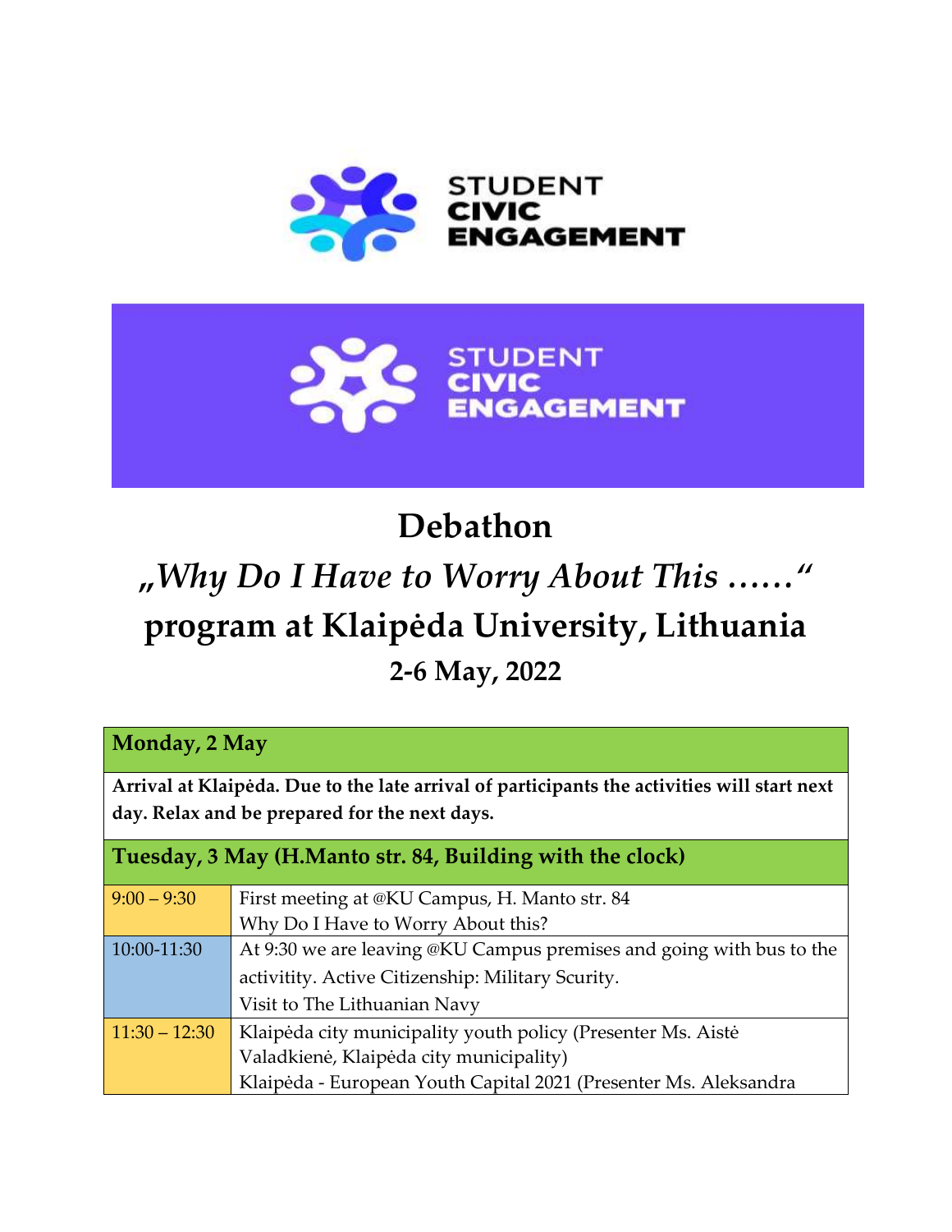STUDENT CIVIC ENGAGEMENT

STUDENT CIVIC ENGAGEMENT

# Debathon

## *„Why Do I Have to Worry About This ……"*

## program at Klaipėda University, Lithuania

### 2-6 May, 2022

| **Monday, 2 May** | |
|---|---|
| **Arrival at Klaipėda. Due to the late arrival of participants the activities will start next day. Relax and be prepared for the next days.** | |
| **Tuesday, 3 May (H.Manto str. 84, Building with the clock)** | |
| 9:00 – 9:30 | First meeting at @KU Campus, H. Manto str. 84<br>Why Do I Have to Worry About this? |
| 10:00-11:30 | At 9:30 we are leaving @KU Campus premises and going with bus to the activitity. Active Citizenship: Military Scurity.<br>Visit to The Lithuanian Navy |
| 11:30 – 12:30 | Klaipėda city municipality youth policy (Presenter Ms. Aistė Valadkienė, Klaipėda city municipality)<br>Klaipėda - European Youth Capital 2021 (Presenter Ms. Aleksandra |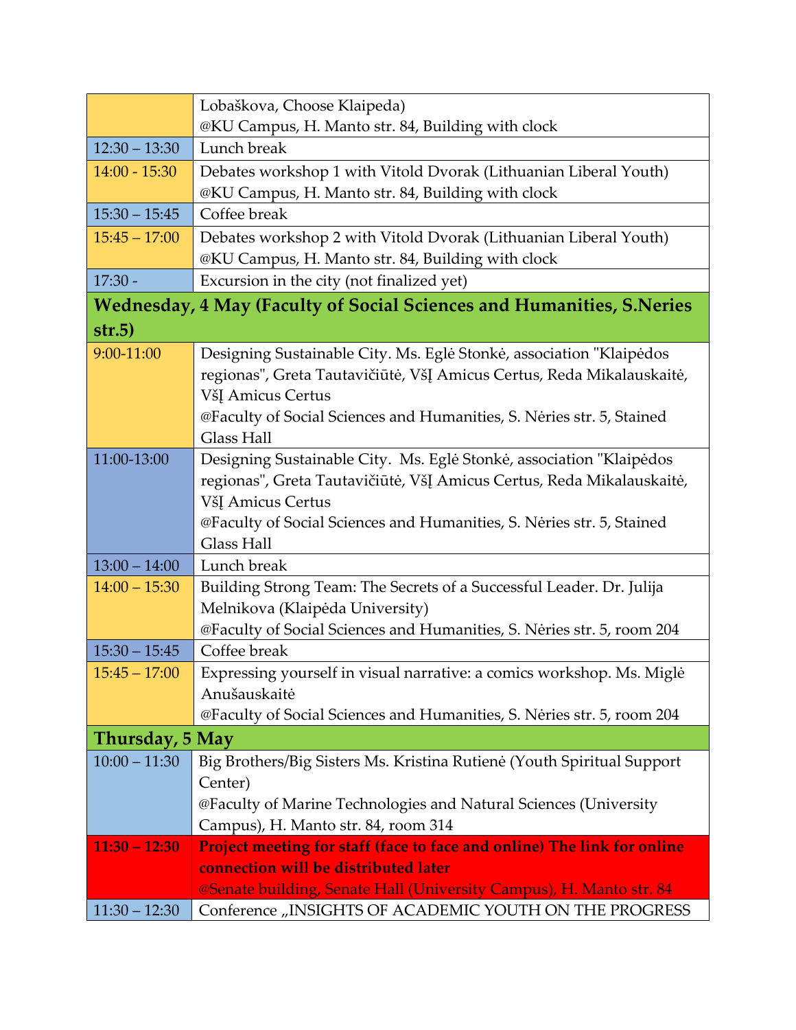| | |
|---|---|
| | Lobaškova, Choose Klaipeda)<br>@KU Campus, H. Manto str. 84, Building with clock |
| 12:30 – 13:30 | Lunch break |
| 14:00 - 15:30 | Debates workshop 1 with Vitold Dvorak (Lithuanian Liberal Youth)<br>@KU Campus, H. Manto str. 84, Building with clock |
| 15:30 – 15:45 | Coffee break |
| 15:45 – 17:00 | Debates workshop 2 with Vitold Dvorak (Lithuanian Liberal Youth)<br>@KU Campus, H. Manto str. 84, Building with clock |
| 17:30 - | Excursion in the city (not finalized yet) |
| **Wednesday, 4 May (Faculty of Social Sciences and Humanities, S.Neries str.5)** | |
| 9:00-11:00 | Designing Sustainable City. Ms. Eglė Stonkė, association "Klaipėdos regionas", Greta Tautavičiūtė, VšĮ Amicus Certus, Reda Mikalauskaitė, VšĮ Amicus Certus<br>@Faculty of Social Sciences and Humanities, S. Nėries str. 5, Stained Glass Hall |
| 11:00-13:00 | Designing Sustainable City. Ms. Eglė Stonkė, association "Klaipėdos regionas", Greta Tautavičiūtė, VšĮ Amicus Certus, Reda Mikalauskaitė, VšĮ Amicus Certus<br>@Faculty of Social Sciences and Humanities, S. Nėries str. 5, Stained Glass Hall |
| 13:00 – 14:00 | Lunch break |
| 14:00 – 15:30 | Building Strong Team: The Secrets of a Successful Leader. Dr. Julija Melnikova (Klaipėda University)<br>@Faculty of Social Sciences and Humanities, S. Nėries str. 5, room 204 |
| 15:30 – 15:45 | Coffee break |
| 15:45 – 17:00 | Expressing yourself in visual narrative: a comics workshop. Ms. Miglė Anušauskaitė<br>@Faculty of Social Sciences and Humanities, S. Nėries str. 5, room 204 |
| **Thursday, 5 May** | |
| 10:00 – 11:30 | Big Brothers/Big Sisters Ms. Kristina Rutienė (Youth Spiritual Support Center)<br>@Faculty of Marine Technologies and Natural Sciences (University Campus), H. Manto str. 84, room 314 |
| **11:30 – 12:30** | **Project meeting for staff (face to face and online) The link for online connection will be distributed later**<br>@Senate building, Senate Hall (University Campus), H. Manto str. 84 |
| 11:30 – 12:30 | Conference „INSIGHTS OF ACADEMIC YOUTH ON THE PROGRESS |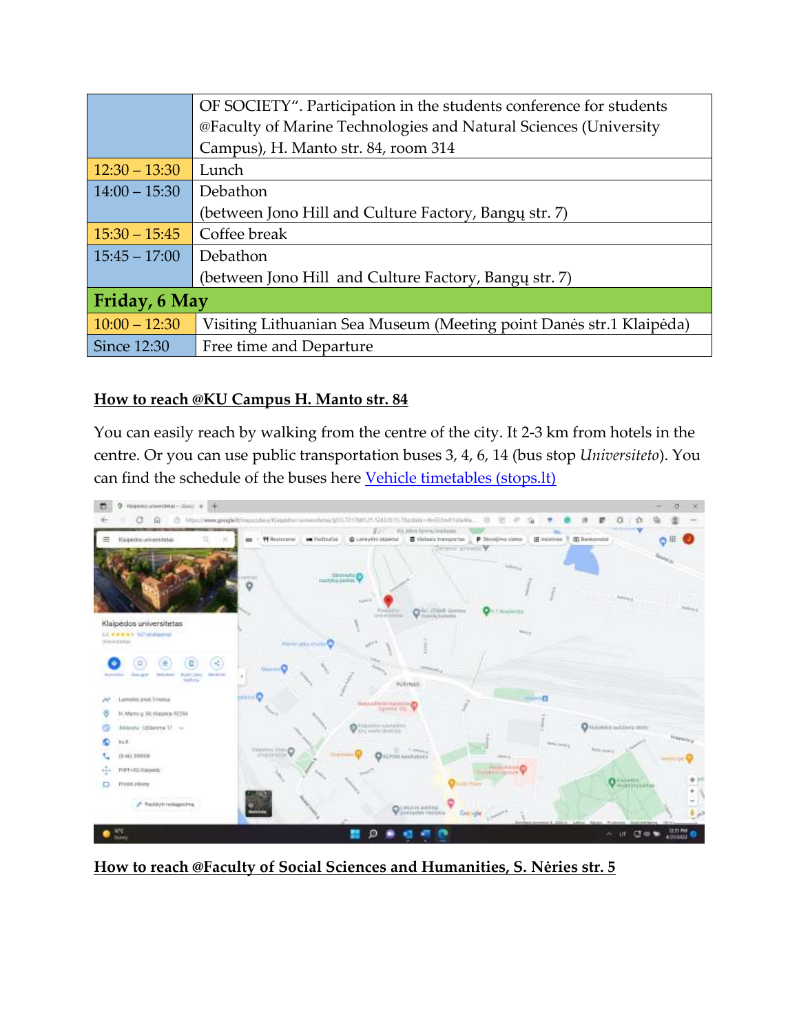|  |  |
|---|---|
|  | OF SOCIETY". Participation in the students conference for students @Faculty of Marine Technologies and Natural Sciences (University Campus), H. Manto str. 84, room 314 |
| 12:30 – 13:30 | Lunch |
| 14:00 – 15:30 | Debathon (between Jono Hill and Culture Factory, Bangų str. 7) |
| 15:30 – 15:45 | Coffee break |
| 15:45 – 17:00 | Debathon (between Jono Hill and Culture Factory, Bangų str. 7) |
| **Friday, 6 May** |  |
| 10:00 – 12:30 | Visiting Lithuanian Sea Museum (Meeting point Danės str.1 Klaipėda) |
| Since 12:30 | Free time and Departure |

## How to reach @KU Campus H. Manto str. 84

You can easily reach by walking from the centre of the city. It 2-3 km from hotels in the centre. Or you can use public transportation buses 3, 4, 6, 14 (bus stop *Universiteto*). You can find the schedule of the buses here [Vehicle timetables (stops.lt)]

## How to reach @Faculty of Social Sciences and Humanities, S. Nėries str. 5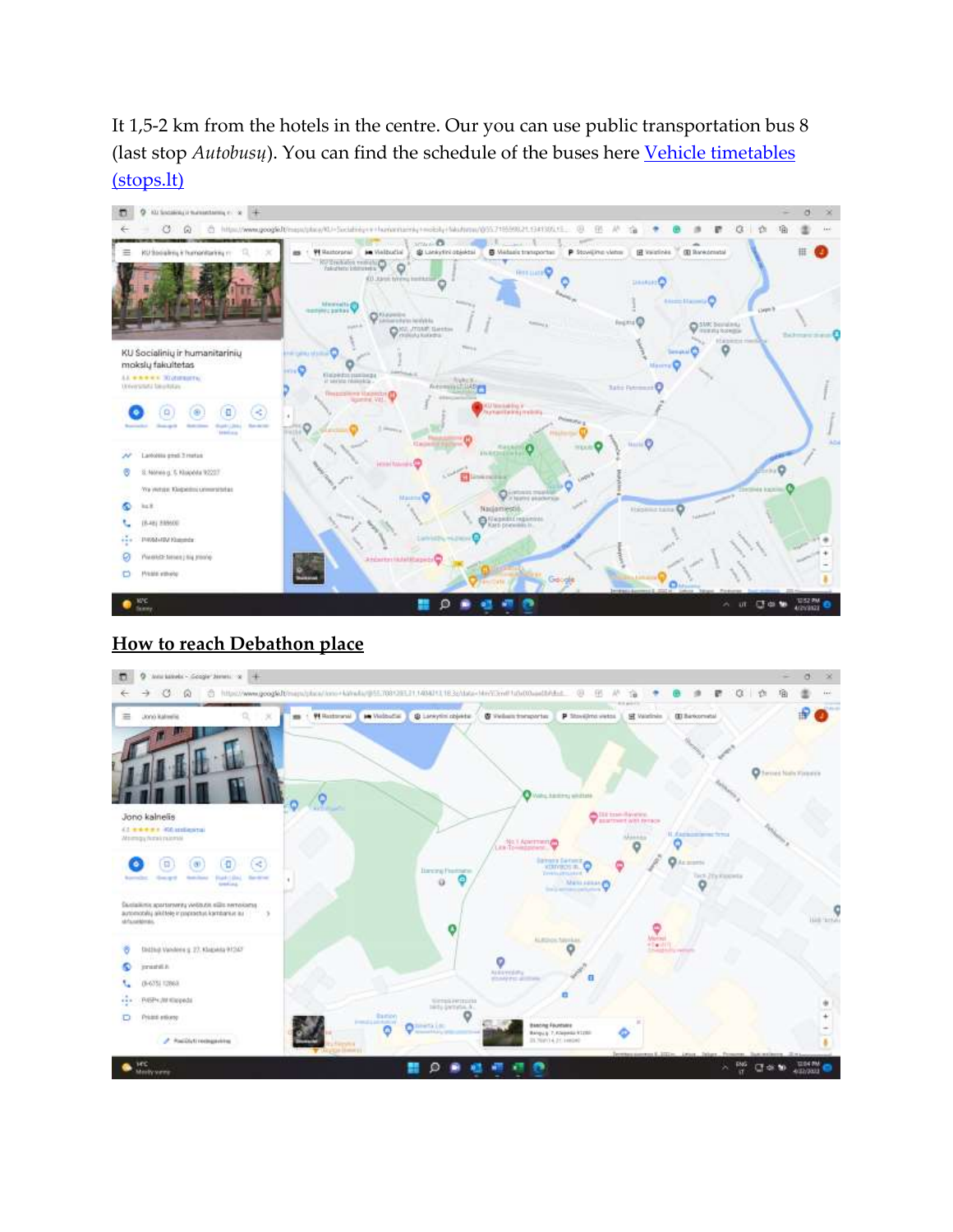It 1,5-2 km from the hotels in the centre. Our you can use public transportation bus 8 (last stop *Autobusų*). You can find the schedule of the buses here [Vehicle timetables (stops.lt)]

**How to reach Debathon place**